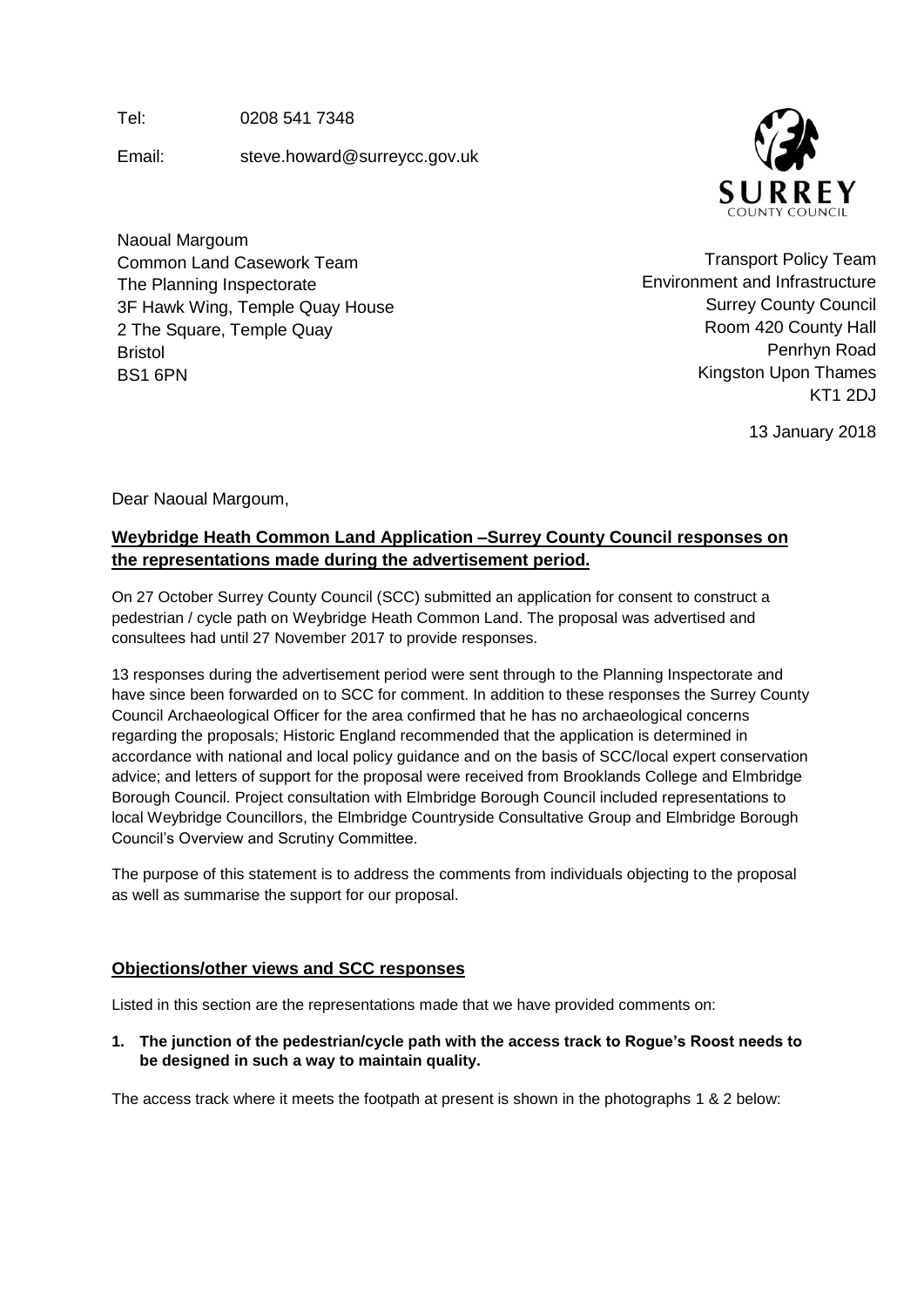Tel: 0208 541 7348

Email: steve.howard@surreycc.gov.uk

SURREY COUNTY COUNCIL

Naoual Margoum
Common Land Casework Team
The Planning Inspectorate
3F Hawk Wing, Temple Quay House
2 The Square, Temple Quay
Bristol
BS1 6PN

Transport Policy Team
Environment and Infrastructure
Surrey County Council
Room 420 County Hall
Penrhyn Road
Kingston Upon Thames
KT1 2DJ

13 January 2018

Dear Naoual Margoum,

## **Weybridge Heath Common Land Application –Surrey County Council responses on the representations made during the advertisement period.**

On 27 October Surrey County Council (SCC) submitted an application for consent to construct a pedestrian / cycle path on Weybridge Heath Common Land. The proposal was advertised and consultees had until 27 November 2017 to provide responses.

13 responses during the advertisement period were sent through to the Planning Inspectorate and have since been forwarded on to SCC for comment. In addition to these responses the Surrey County Council Archaeological Officer for the area confirmed that he has no archaeological concerns regarding the proposals; Historic England recommended that the application is determined in accordance with national and local policy guidance and on the basis of SCC/local expert conservation advice; and letters of support for the proposal were received from Brooklands College and Elmbridge Borough Council. Project consultation with Elmbridge Borough Council included representations to local Weybridge Councillors, the Elmbridge Countryside Consultative Group and Elmbridge Borough Council's Overview and Scrutiny Committee.

The purpose of this statement is to address the comments from individuals objecting to the proposal as well as summarise the support for our proposal.

## **Objections/other views and SCC responses**

Listed in this section are the representations made that we have provided comments on:

**1. The junction of the pedestrian/cycle path with the access track to Rogue's Roost needs to be designed in such a way to maintain quality.**

The access track where it meets the footpath at present is shown in the photographs 1 & 2 below: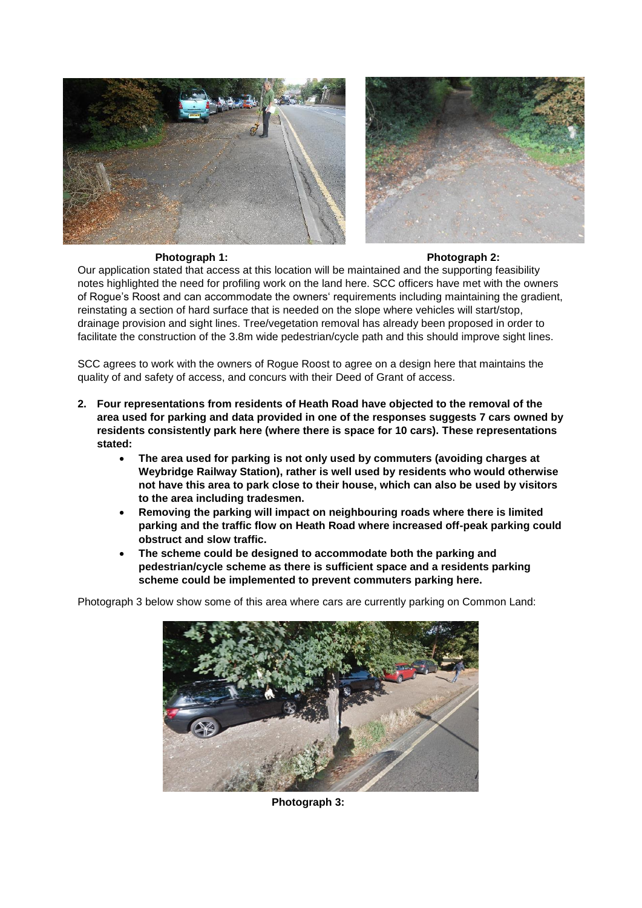**Photograph 1:** **Photograph 2:**

Our application stated that access at this location will be maintained and the supporting feasibility notes highlighted the need for profiling work on the land here. SCC officers have met with the owners of Rogue's Roost and can accommodate the owners' requirements including maintaining the gradient, reinstating a section of hard surface that is needed on the slope where vehicles will start/stop, drainage provision and sight lines. Tree/vegetation removal has already been proposed in order to facilitate the construction of the 3.8m wide pedestrian/cycle path and this should improve sight lines.

SCC agrees to work with the owners of Rogue Roost to agree on a design here that maintains the quality of and safety of access, and concurs with their Deed of Grant of access.

2. **Four representations from residents of Heath Road have objected to the removal of the area used for parking and data provided in one of the responses suggests 7 cars owned by residents consistently park here (where there is space for 10 cars). These representations stated:**
   - **The area used for parking is not only used by commuters (avoiding charges at Weybridge Railway Station), rather is well used by residents who would otherwise not have this area to park close to their house, which can also be used by visitors to the area including tradesmen.**
   - **Removing the parking will impact on neighbouring roads where there is limited parking and the traffic flow on Heath Road where increased off-peak parking could obstruct and slow traffic.**
   - **The scheme could be designed to accommodate both the parking and pedestrian/cycle scheme as there is sufficient space and a residents parking scheme could be implemented to prevent commuters parking here.**

Photograph 3 below show some of this area where cars are currently parking on Common Land:

**Photograph 3:**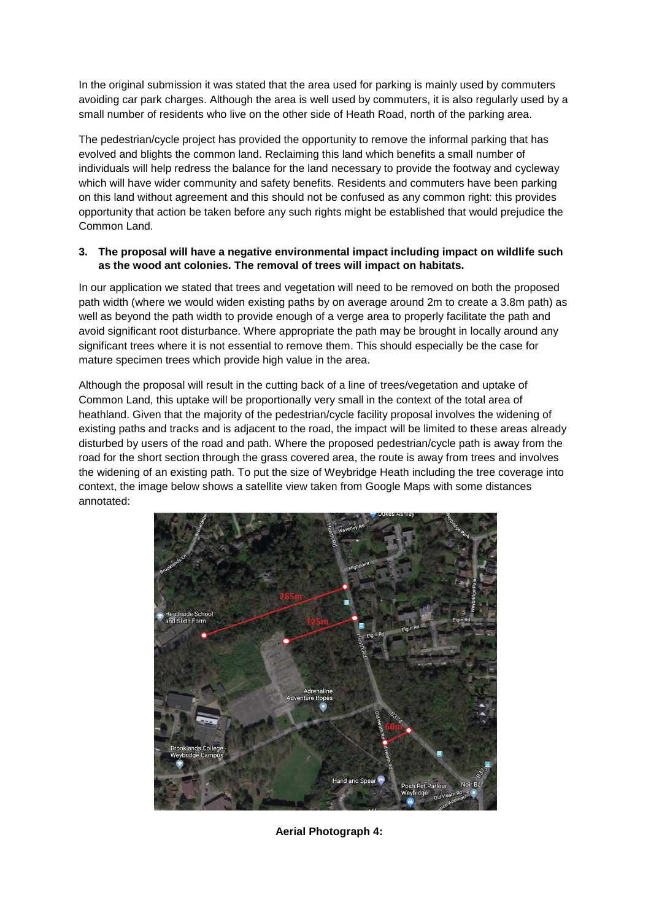In the original submission it was stated that the area used for parking is mainly used by commuters avoiding car park charges. Although the area is well used by commuters, it is also regularly used by a small number of residents who live on the other side of Heath Road, north of the parking area.

The pedestrian/cycle project has provided the opportunity to remove the informal parking that has evolved and blights the common land. Reclaiming this land which benefits a small number of individuals will help redress the balance for the land necessary to provide the footway and cycleway which will have wider community and safety benefits. Residents and commuters have been parking on this land without agreement and this should not be confused as any common right: this provides opportunity that action be taken before any such rights might be established that would prejudice the Common Land.

**3. The proposal will have a negative environmental impact including impact on wildlife such as the wood ant colonies. The removal of trees will impact on habitats.**

In our application we stated that trees and vegetation will need to be removed on both the proposed path width (where we would widen existing paths by on average around 2m to create a 3.8m path) as well as beyond the path width to provide enough of a verge area to properly facilitate the path and avoid significant root disturbance. Where appropriate the path may be brought in locally around any significant trees where it is not essential to remove them. This should especially be the case for mature specimen trees which provide high value in the area.

Although the proposal will result in the cutting back of a line of trees/vegetation and uptake of Common Land, this uptake will be proportionally very small in the context of the total area of heathland. Given that the majority of the pedestrian/cycle facility proposal involves the widening of existing paths and tracks and is adjacent to the road, the impact will be limited to these areas already disturbed by users of the road and path. Where the proposed pedestrian/cycle path is away from the road for the short section through the grass covered area, the route is away from trees and involves the widening of an existing path. To put the size of Weybridge Heath including the tree coverage into context, the image below shows a satellite view taken from Google Maps with some distances annotated:

**Aerial Photograph 4:**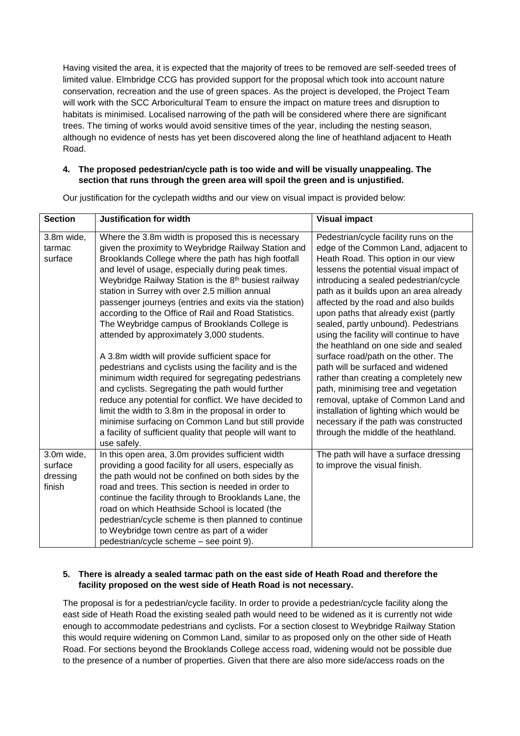Having visited the area, it is expected that the majority of trees to be removed are self-seeded trees of limited value. Elmbridge CCG has provided support for the proposal which took into account nature conservation, recreation and the use of green spaces. As the project is developed, the Project Team will work with the SCC Arboricultural Team to ensure the impact on mature trees and disruption to habitats is minimised. Localised narrowing of the path will be considered where there are significant trees. The timing of works would avoid sensitive times of the year, including the nesting season, although no evidence of nests has yet been discovered along the line of heathland adjacent to Heath Road.

**4. The proposed pedestrian/cycle path is too wide and will be visually unappealing. The section that runs through the green area will spoil the green and is unjustified.**

Our justification for the cyclepath widths and our view on visual impact is provided below:

| Section | Justification for width | Visual impact |
|---|---|---|
| 3.8m wide, tarmac surface | Where the 3.8m width is proposed this is necessary given the proximity to Weybridge Railway Station and Brooklands College where the path has high footfall and level of usage, especially during peak times. Weybridge Railway Station is the 8th busiest railway station in Surrey with over 2.5 million annual passenger journeys (entries and exits via the station) according to the Office of Rail and Road Statistics. The Weybridge campus of Brooklands College is attended by approximately 3,000 students.<br><br>A 3.8m width will provide sufficient space for pedestrians and cyclists using the facility and is the minimum width required for segregating pedestrians and cyclists. Segregating the path would further reduce any potential for conflict. We have decided to limit the width to 3.8m in the proposal in order to minimise surfacing on Common Land but still provide a facility of sufficient quality that people will want to use safely. | Pedestrian/cycle facility runs on the edge of the Common Land, adjacent to Heath Road. This option in our view lessens the potential visual impact of introducing a sealed pedestrian/cycle path as it builds upon an area already affected by the road and also builds upon paths that already exist (partly sealed, partly unbound). Pedestrians using the facility will continue to have the heathland on one side and sealed surface road/path on the other. The path will be surfaced and widened rather than creating a completely new path, minimising tree and vegetation removal, uptake of Common Land and installation of lighting which would be necessary if the path was constructed through the middle of the heathland. |
| 3.0m wide, surface dressing finish | In this open area, 3.0m provides sufficient width providing a good facility for all users, especially as the path would not be confined on both sides by the road and trees. This section is needed in order to continue the facility through to Brooklands Lane, the road on which Heathside School is located (the pedestrian/cycle scheme is then planned to continue to Weybridge town centre as part of a wider pedestrian/cycle scheme – see point 9). | The path will have a surface dressing to improve the visual finish. |

**5. There is already a sealed tarmac path on the east side of Heath Road and therefore the facility proposed on the west side of Heath Road is not necessary.**

The proposal is for a pedestrian/cycle facility. In order to provide a pedestrian/cycle facility along the east side of Heath Road the existing sealed path would need to be widened as it is currently not wide enough to accommodate pedestrians and cyclists. For a section closest to Weybridge Railway Station this would require widening on Common Land, similar to as proposed only on the other side of Heath Road. For sections beyond the Brooklands College access road, widening would not be possible due to the presence of a number of properties. Given that there are also more side/access roads on the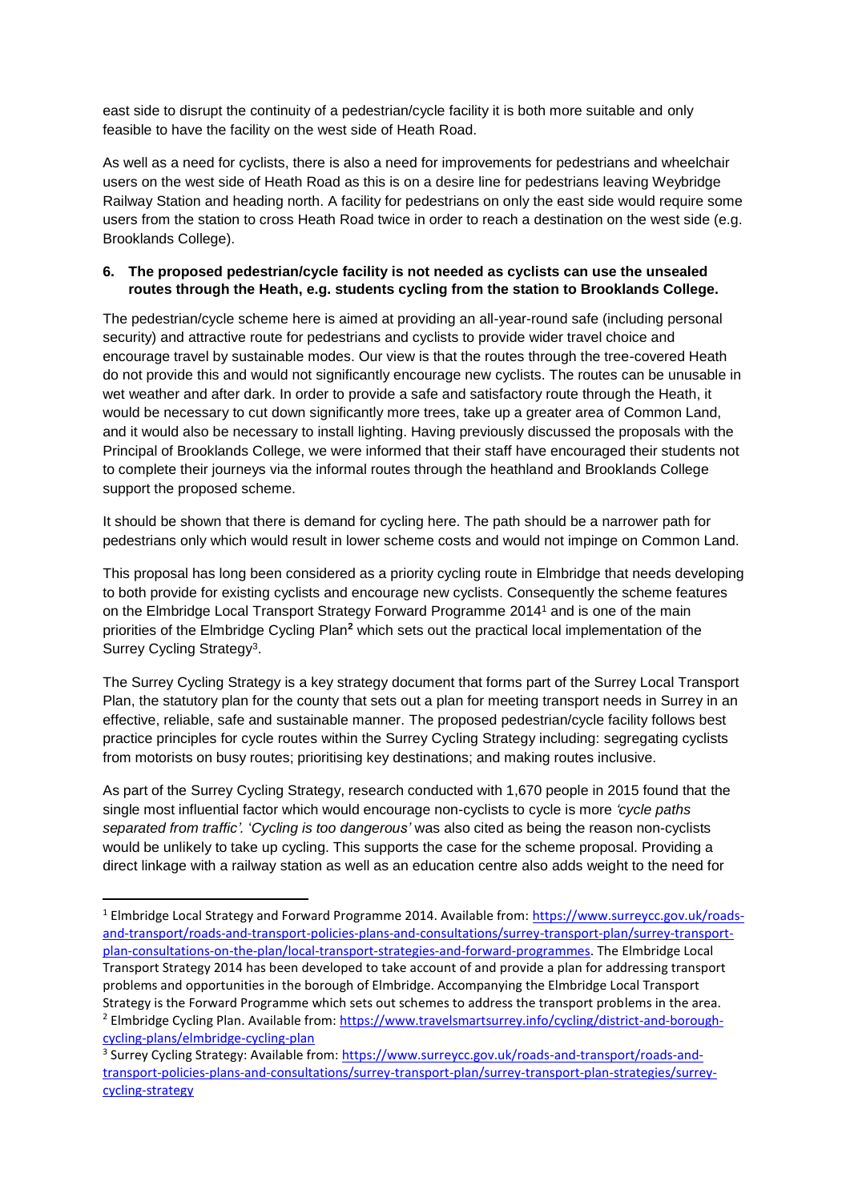east side to disrupt the continuity of a pedestrian/cycle facility it is both more suitable and only feasible to have the facility on the west side of Heath Road.

As well as a need for cyclists, there is also a need for improvements for pedestrians and wheelchair users on the west side of Heath Road as this is on a desire line for pedestrians leaving Weybridge Railway Station and heading north. A facility for pedestrians on only the east side would require some users from the station to cross Heath Road twice in order to reach a destination on the west side (e.g. Brooklands College).

**6. The proposed pedestrian/cycle facility is not needed as cyclists can use the unsealed routes through the Heath, e.g. students cycling from the station to Brooklands College.**

The pedestrian/cycle scheme here is aimed at providing an all-year-round safe (including personal security) and attractive route for pedestrians and cyclists to provide wider travel choice and encourage travel by sustainable modes. Our view is that the routes through the tree-covered Heath do not provide this and would not significantly encourage new cyclists. The routes can be unusable in wet weather and after dark. In order to provide a safe and satisfactory route through the Heath, it would be necessary to cut down significantly more trees, take up a greater area of Common Land, and it would also be necessary to install lighting. Having previously discussed the proposals with the Principal of Brooklands College, we were informed that their staff have encouraged their students not to complete their journeys via the informal routes through the heathland and Brooklands College support the proposed scheme.

It should be shown that there is demand for cycling here. The path should be a narrower path for pedestrians only which would result in lower scheme costs and would not impinge on Common Land.

This proposal has long been considered as a priority cycling route in Elmbridge that needs developing to both provide for existing cyclists and encourage new cyclists. Consequently the scheme features on the Elmbridge Local Transport Strategy Forward Programme 2014[1] and is one of the main priorities of the Elmbridge Cycling Plan[2] which sets out the practical local implementation of the Surrey Cycling Strategy[3].

The Surrey Cycling Strategy is a key strategy document that forms part of the Surrey Local Transport Plan, the statutory plan for the county that sets out a plan for meeting transport needs in Surrey in an effective, reliable, safe and sustainable manner. The proposed pedestrian/cycle facility follows best practice principles for cycle routes within the Surrey Cycling Strategy including: segregating cyclists from motorists on busy routes; prioritising key destinations; and making routes inclusive.

As part of the Surrey Cycling Strategy, research conducted with 1,670 people in 2015 found that the single most influential factor which would encourage non-cyclists to cycle is more *'cycle paths separated from traffic'.* '*Cycling is too dangerous'* was also cited as being the reason non-cyclists would be unlikely to take up cycling. This supports the case for the scheme proposal. Providing a direct linkage with a railway station as well as an education centre also adds weight to the need for

---

[1] Elmbridge Local Strategy and Forward Programme 2014. Available from: https://www.surreycc.gov.uk/roads-and-transport/roads-and-transport-policies-plans-and-consultations/surrey-transport-plan/surrey-transport-plan-consultations-on-the-plan/local-transport-strategies-and-forward-programmes. The Elmbridge Local Transport Strategy 2014 has been developed to take account of and provide a plan for addressing transport problems and opportunities in the borough of Elmbridge. Accompanying the Elmbridge Local Transport Strategy is the Forward Programme which sets out schemes to address the transport problems in the area.

[2] Elmbridge Cycling Plan. Available from: https://www.travelsmartsurrey.info/cycling/district-and-borough-cycling-plans/elmbridge-cycling-plan

[3] Surrey Cycling Strategy: Available from: https://www.surreycc.gov.uk/roads-and-transport/roads-and-transport-policies-plans-and-consultations/surrey-transport-plan/surrey-transport-plan-strategies/surrey-cycling-strategy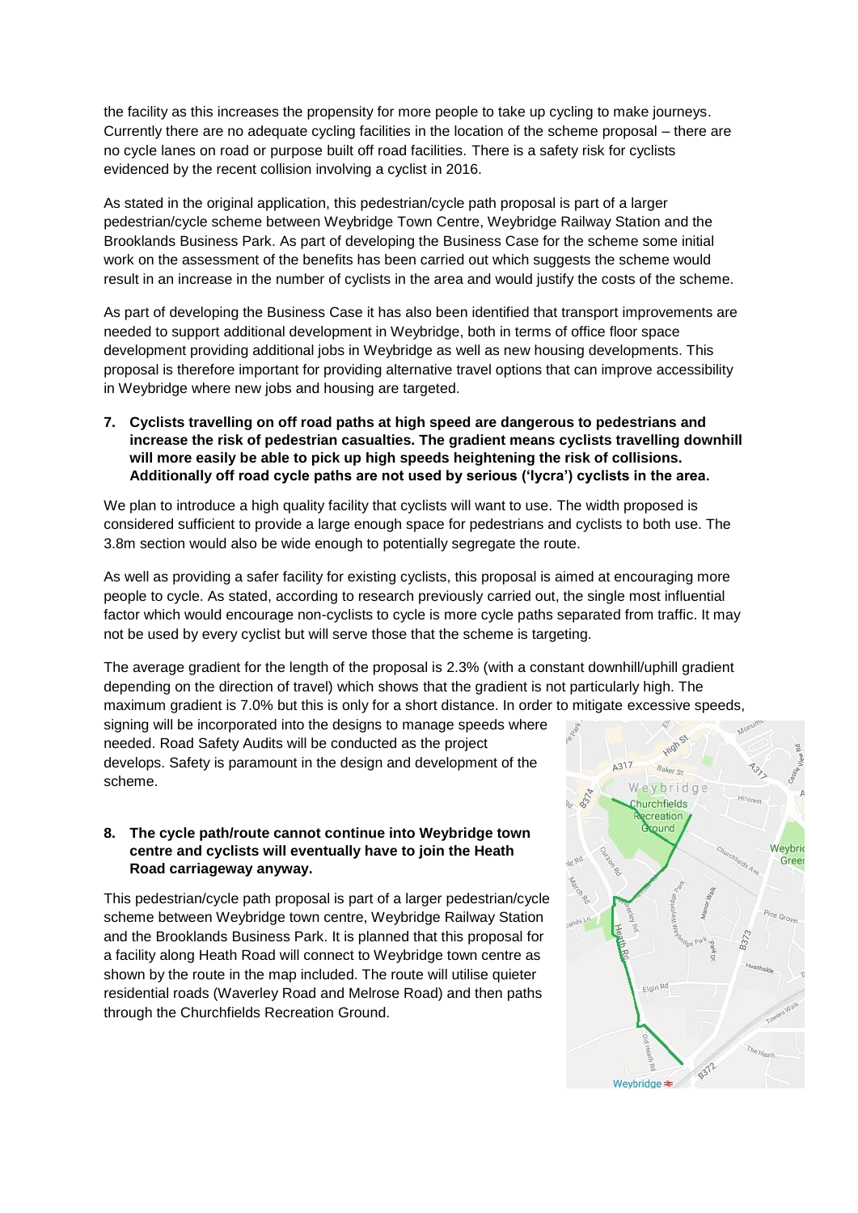the facility as this increases the propensity for more people to take up cycling to make journeys. Currently there are no adequate cycling facilities in the location of the scheme proposal – there are no cycle lanes on road or purpose built off road facilities. There is a safety risk for cyclists evidenced by the recent collision involving a cyclist in 2016.

As stated in the original application, this pedestrian/cycle path proposal is part of a larger pedestrian/cycle scheme between Weybridge Town Centre, Weybridge Railway Station and the Brooklands Business Park. As part of developing the Business Case for the scheme some initial work on the assessment of the benefits has been carried out which suggests the scheme would result in an increase in the number of cyclists in the area and would justify the costs of the scheme.

As part of developing the Business Case it has also been identified that transport improvements are needed to support additional development in Weybridge, both in terms of office floor space development providing additional jobs in Weybridge as well as new housing developments. This proposal is therefore important for providing alternative travel options that can improve accessibility in Weybridge where new jobs and housing are targeted.

**7. Cyclists travelling on off road paths at high speed are dangerous to pedestrians and increase the risk of pedestrian casualties. The gradient means cyclists travelling downhill will more easily be able to pick up high speeds heightening the risk of collisions. Additionally off road cycle paths are not used by serious ('lycra') cyclists in the area.**

We plan to introduce a high quality facility that cyclists will want to use. The width proposed is considered sufficient to provide a large enough space for pedestrians and cyclists to both use. The 3.8m section would also be wide enough to potentially segregate the route.

As well as providing a safer facility for existing cyclists, this proposal is aimed at encouraging more people to cycle. As stated, according to research previously carried out, the single most influential factor which would encourage non-cyclists to cycle is more cycle paths separated from traffic. It may not be used by every cyclist but will serve those that the scheme is targeting.

The average gradient for the length of the proposal is 2.3% (with a constant downhill/uphill gradient depending on the direction of travel) which shows that the gradient is not particularly high. The maximum gradient is 7.0% but this is only for a short distance. In order to mitigate excessive speeds, signing will be incorporated into the designs to manage speeds where needed. Road Safety Audits will be conducted as the project develops. Safety is paramount in the design and development of the scheme.

**8. The cycle path/route cannot continue into Weybridge town centre and cyclists will eventually have to join the Heath Road carriageway anyway.**

This pedestrian/cycle path proposal is part of a larger pedestrian/cycle scheme between Weybridge town centre, Weybridge Railway Station and the Brooklands Business Park. It is planned that this proposal for a facility along Heath Road will connect to Weybridge town centre as shown by the route in the map included. The route will utilise quieter residential roads (Waverley Road and Melrose Road) and then paths through the Churchfields Recreation Ground.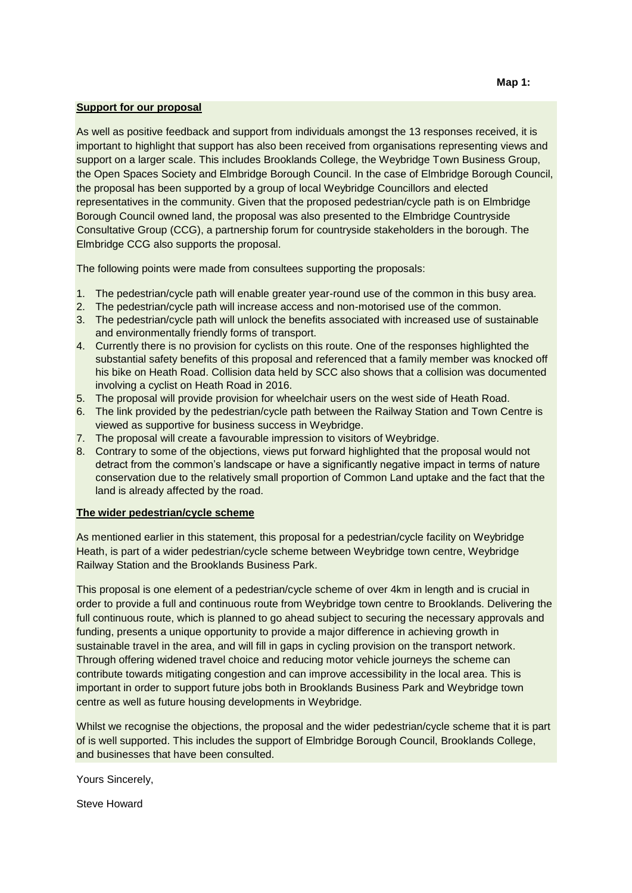**Map 1:**

**Support for our proposal**

As well as positive feedback and support from individuals amongst the 13 responses received, it is important to highlight that support has also been received from organisations representing views and support on a larger scale. This includes Brooklands College, the Weybridge Town Business Group, the Open Spaces Society and Elmbridge Borough Council. In the case of Elmbridge Borough Council, the proposal has been supported by a group of local Weybridge Councillors and elected representatives in the community. Given that the proposed pedestrian/cycle path is on Elmbridge Borough Council owned land, the proposal was also presented to the Elmbridge Countryside Consultative Group (CCG), a partnership forum for countryside stakeholders in the borough. The Elmbridge CCG also supports the proposal.

The following points were made from consultees supporting the proposals:

1. The pedestrian/cycle path will enable greater year-round use of the common in this busy area.
2. The pedestrian/cycle path will increase access and non-motorised use of the common.
3. The pedestrian/cycle path will unlock the benefits associated with increased use of sustainable and environmentally friendly forms of transport.
4. Currently there is no provision for cyclists on this route. One of the responses highlighted the substantial safety benefits of this proposal and referenced that a family member was knocked off his bike on Heath Road. Collision data held by SCC also shows that a collision was documented involving a cyclist on Heath Road in 2016.
5. The proposal will provide provision for wheelchair users on the west side of Heath Road.
6. The link provided by the pedestrian/cycle path between the Railway Station and Town Centre is viewed as supportive for business success in Weybridge.
7. The proposal will create a favourable impression to visitors of Weybridge.
8. Contrary to some of the objections, views put forward highlighted that the proposal would not detract from the common's landscape or have a significantly negative impact in terms of nature conservation due to the relatively small proportion of Common Land uptake and the fact that the land is already affected by the road.

**The wider pedestrian/cycle scheme**

As mentioned earlier in this statement, this proposal for a pedestrian/cycle facility on Weybridge Heath, is part of a wider pedestrian/cycle scheme between Weybridge town centre, Weybridge Railway Station and the Brooklands Business Park.

This proposal is one element of a pedestrian/cycle scheme of over 4km in length and is crucial in order to provide a full and continuous route from Weybridge town centre to Brooklands. Delivering the full continuous route, which is planned to go ahead subject to securing the necessary approvals and funding, presents a unique opportunity to provide a major difference in achieving growth in sustainable travel in the area, and will fill in gaps in cycling provision on the transport network. Through offering widened travel choice and reducing motor vehicle journeys the scheme can contribute towards mitigating congestion and can improve accessibility in the local area. This is important in order to support future jobs both in Brooklands Business Park and Weybridge town centre as well as future housing developments in Weybridge.

Whilst we recognise the objections, the proposal and the wider pedestrian/cycle scheme that it is part of is well supported. This includes the support of Elmbridge Borough Council, Brooklands College, and businesses that have been consulted.

Yours Sincerely,

Steve Howard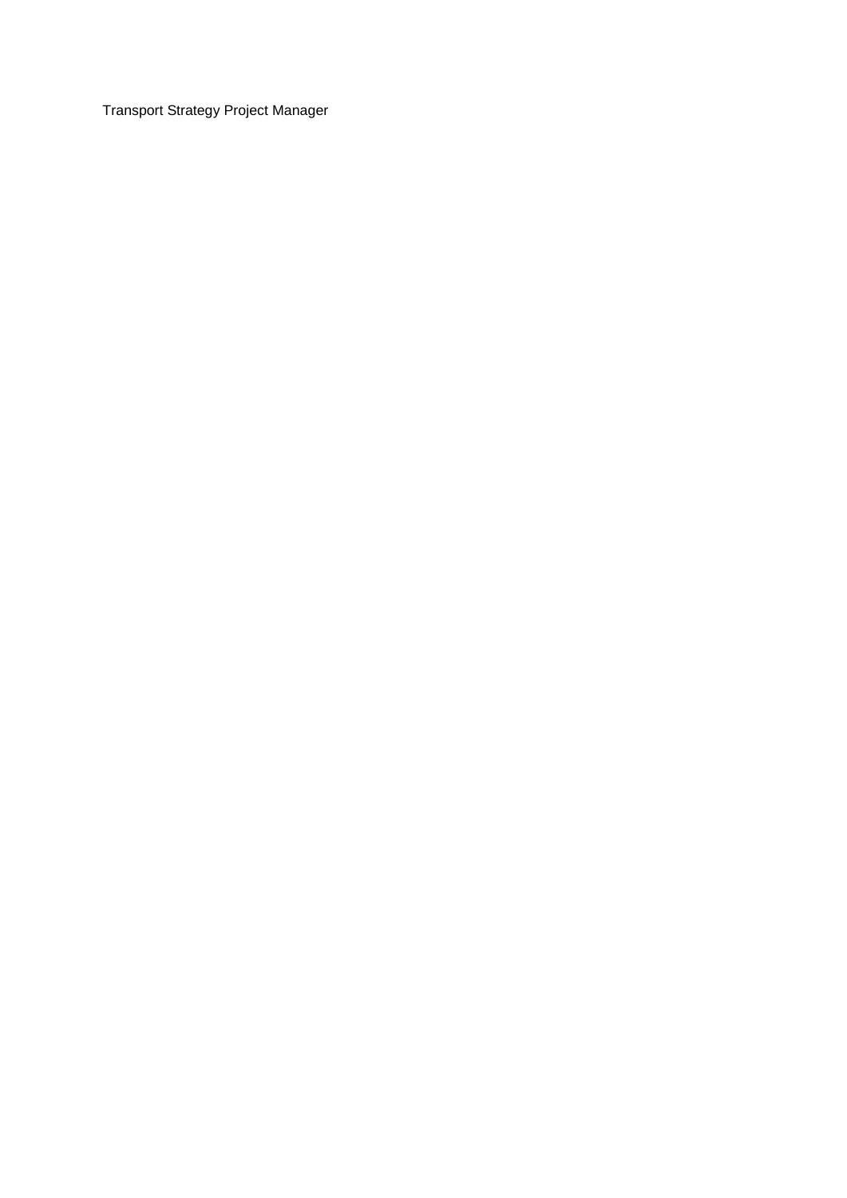Transport Strategy Project Manager